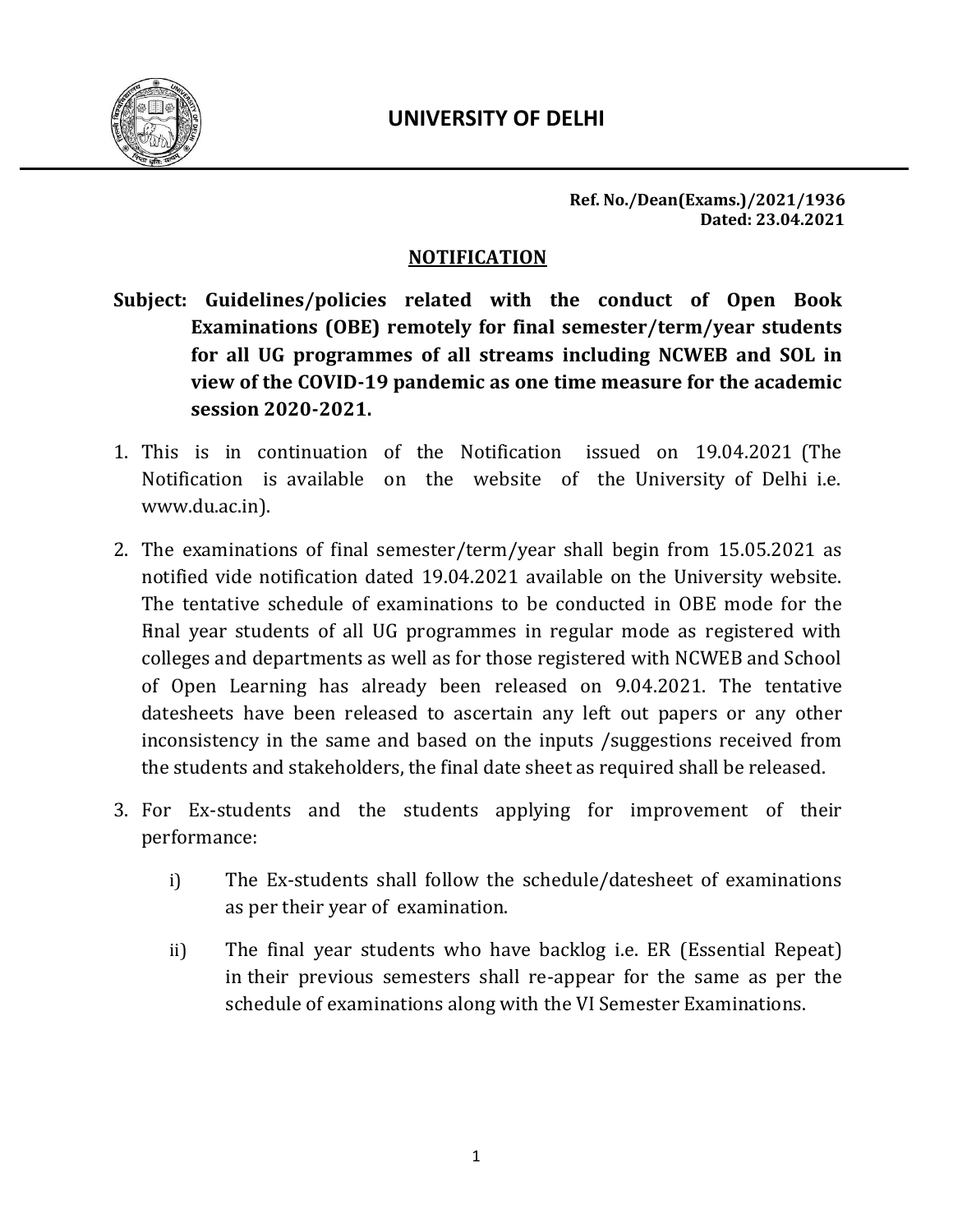# UNIVERSITY OF DELHI

**Ref. No./Dean(Exams.)/2021/1936**
**Dated: 23.04.2021**

## NOTIFICATION

**Subject: Guidelines/policies related with the conduct of Open Book Examinations (OBE) remotely for final semester/term/year students for all UG programmes of all streams including NCWEB and SOL in view of the COVID-19 pandemic as one time measure for the academic session 2020-2021.**

1. This is in continuation of the Notification issued on 19.04.2021 (The Notification is available on the website of the University of Delhi i.e. www.du.ac.in).

2. The examinations of final semester/term/year shall begin from 15.05.2021 as notified vide notification dated 19.04.2021 available on the University website. The tentative schedule of examinations to be conducted in OBE mode for the Final year students of all UG programmes in regular mode as registered with colleges and departments as well as for those registered with NCWEB and School of Open Learning has already been released on 9.04.2021. The tentative datesheets have been released to ascertain any left out papers or any other inconsistency in the same and based on the inputs /suggestions received from the students and stakeholders, the final date sheet as required shall be released.

3. For Ex-students and the students applying for improvement of their performance:

   i) The Ex-students shall follow the schedule/datesheet of examinations as per their year of examination.

   ii) The final year students who have backlog i.e. ER (Essential Repeat) in their previous semesters shall re-appear for the same as per the schedule of examinations along with the VI Semester Examinations.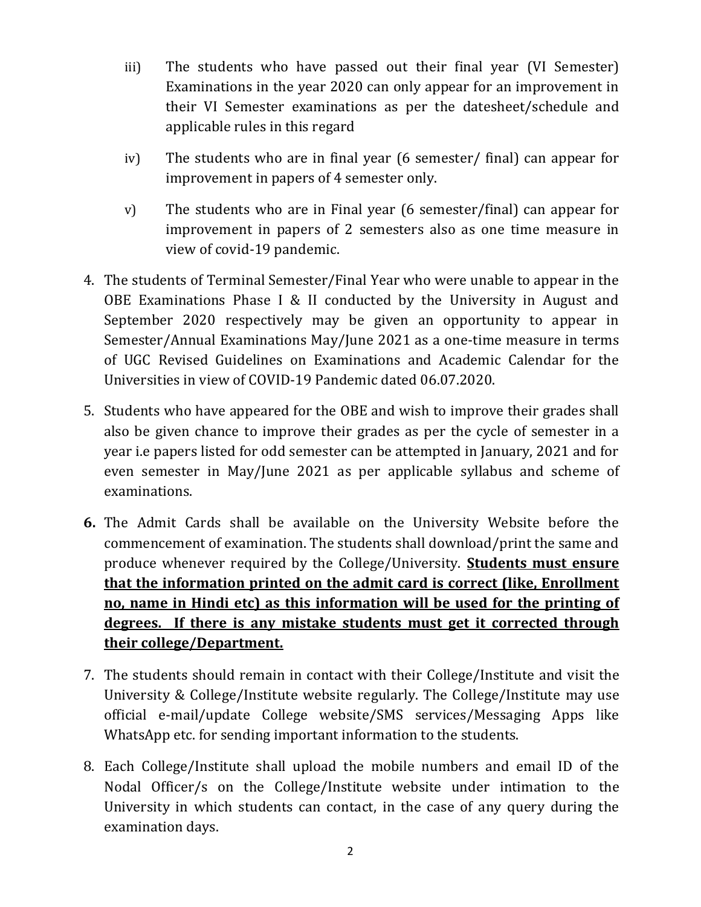iii) The students who have passed out their final year (VI Semester) Examinations in the year 2020 can only appear for an improvement in their VI Semester examinations as per the datesheet/schedule and applicable rules in this regard

iv) The students who are in final year (6 semester/ final) can appear for improvement in papers of 4 semester only.

v) The students who are in Final year (6 semester/final) can appear for improvement in papers of 2 semesters also as one time measure in view of covid-19 pandemic.

4. The students of Terminal Semester/Final Year who were unable to appear in the OBE Examinations Phase I & II conducted by the University in August and September 2020 respectively may be given an opportunity to appear in Semester/Annual Examinations May/June 2021 as a one-time measure in terms of UGC Revised Guidelines on Examinations and Academic Calendar for the Universities in view of COVID-19 Pandemic dated 06.07.2020.

5. Students who have appeared for the OBE and wish to improve their grades shall also be given chance to improve their grades as per the cycle of semester in a year i.e papers listed for odd semester can be attempted in January, 2021 and for even semester in May/June 2021 as per applicable syllabus and scheme of examinations.

**6.** The Admit Cards shall be available on the University Website before the commencement of examination. The students shall download/print the same and produce whenever required by the College/University. **<u>Students must ensure that the information printed on the admit card is correct (like, Enrollment no, name in Hindi etc) as this information will be used for the printing of degrees. If there is any mistake students must get it corrected through their college/Department.</u>**

7. The students should remain in contact with their College/Institute and visit the University & College/Institute website regularly. The College/Institute may use official e-mail/update College website/SMS services/Messaging Apps like WhatsApp etc. for sending important information to the students.

8. Each College/Institute shall upload the mobile numbers and email ID of the Nodal Officer/s on the College/Institute website under intimation to the University in which students can contact, in the case of any query during the examination days.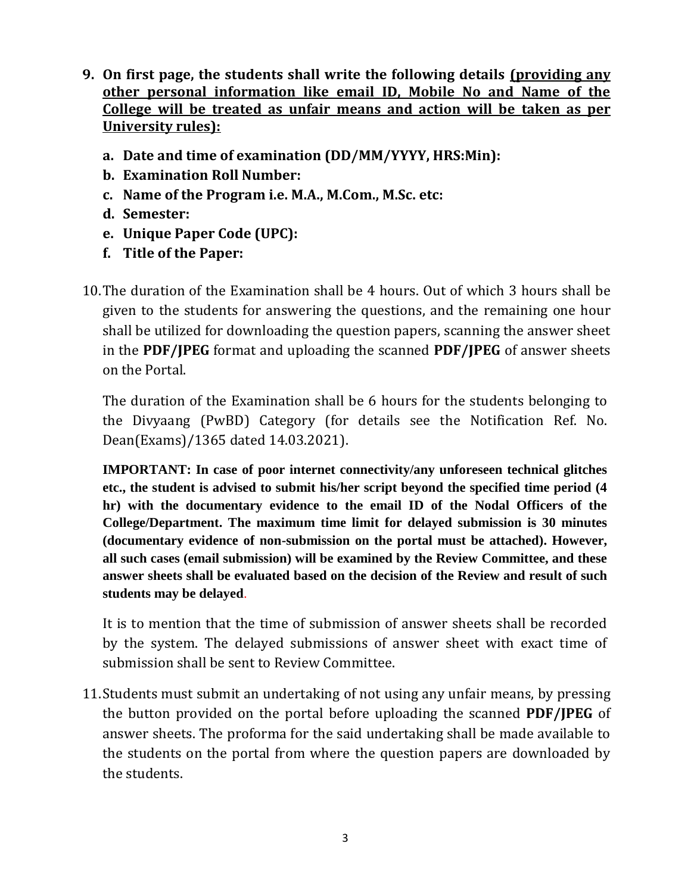9. **On first page, the students shall write the following details <u>(providing any other personal information like email ID, Mobile No and Name of the College will be treated as unfair means and action will be taken as per University rules):</u>**

   a. **Date and time of examination (DD/MM/YYYY, HRS:Min):**
   b. **Examination Roll Number:**
   c. **Name of the Program i.e. M.A., M.Com., M.Sc. etc:**
   d. **Semester:**
   e. **Unique Paper Code (UPC):**
   f. **Title of the Paper:**

10. The duration of the Examination shall be 4 hours. Out of which 3 hours shall be given to the students for answering the questions, and the remaining one hour shall be utilized for downloading the question papers, scanning the answer sheet in the **PDF/JPEG** format and uploading the scanned **PDF/JPEG** of answer sheets on the Portal.

    The duration of the Examination shall be 6 hours for the students belonging to the Divyaang (PwBD) Category (for details see the Notification Ref. No. Dean(Exams)/1365 dated 14.03.2021).

    **IMPORTANT: In case of poor internet connectivity/any unforeseen technical glitches etc., the student is advised to submit his/her script beyond the specified time period (4 hr) with the documentary evidence to the email ID of the Nodal Officers of the College/Department. The maximum time limit for delayed submission is 30 minutes (documentary evidence of non-submission on the portal must be attached). However, all such cases (email submission) will be examined by the Review Committee, and these answer sheets shall be evaluated based on the decision of the Review and result of such students may be delayed.**

    It is to mention that the time of submission of answer sheets shall be recorded by the system. The delayed submissions of answer sheet with exact time of submission shall be sent to Review Committee.

11. Students must submit an undertaking of not using any unfair means, by pressing the button provided on the portal before uploading the scanned **PDF/JPEG** of answer sheets. The proforma for the said undertaking shall be made available to the students on the portal from where the question papers are downloaded by the students.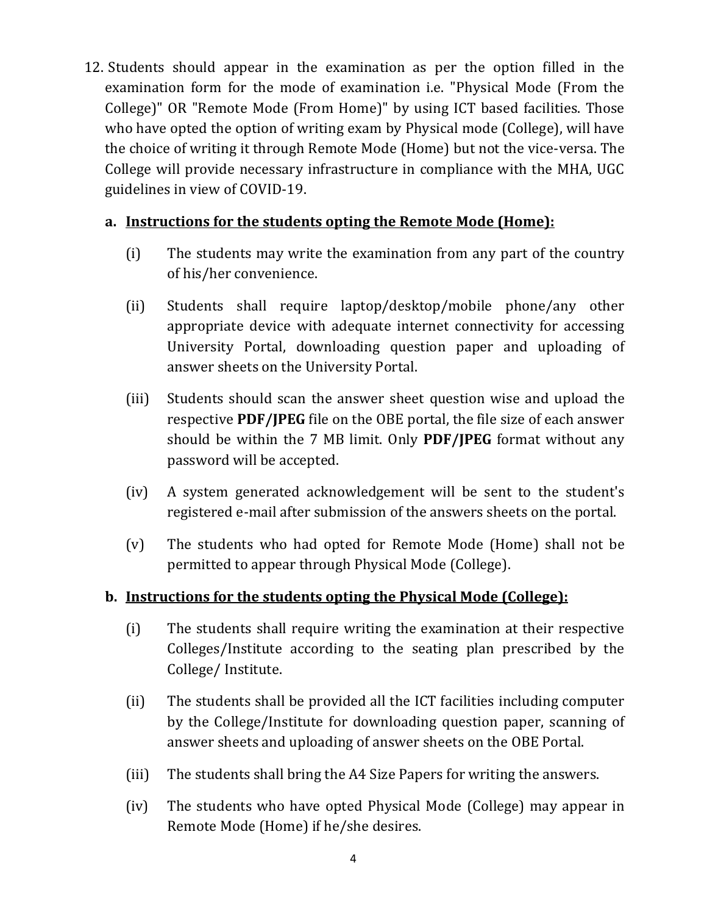12. Students should appear in the examination as per the option filled in the examination form for the mode of examination i.e. "Physical Mode (From the College)" OR "Remote Mode (From Home)" by using ICT based facilities. Those who have opted the option of writing exam by Physical mode (College), will have the choice of writing it through Remote Mode (Home) but not the vice-versa. The College will provide necessary infrastructure in compliance with the MHA, UGC guidelines in view of COVID-19.

    **a. <u>Instructions for the students opting the Remote Mode (Home):</u>**

    (i) The students may write the examination from any part of the country of his/her convenience.

    (ii) Students shall require laptop/desktop/mobile phone/any other appropriate device with adequate internet connectivity for accessing University Portal, downloading question paper and uploading of answer sheets on the University Portal.

    (iii) Students should scan the answer sheet question wise and upload the respective **PDF/JPEG** file on the OBE portal, the file size of each answer should be within the 7 MB limit. Only **PDF/JPEG** format without any password will be accepted.

    (iv) A system generated acknowledgement will be sent to the student's registered e-mail after submission of the answers sheets on the portal.

    (v) The students who had opted for Remote Mode (Home) shall not be permitted to appear through Physical Mode (College).

    **b. <u>Instructions for the students opting the Physical Mode (College):</u>**

    (i) The students shall require writing the examination at their respective Colleges/Institute according to the seating plan prescribed by the College/ Institute.

    (ii) The students shall be provided all the ICT facilities including computer by the College/Institute for downloading question paper, scanning of answer sheets and uploading of answer sheets on the OBE Portal.

    (iii) The students shall bring the A4 Size Papers for writing the answers.

    (iv) The students who have opted Physical Mode (College) may appear in Remote Mode (Home) if he/she desires.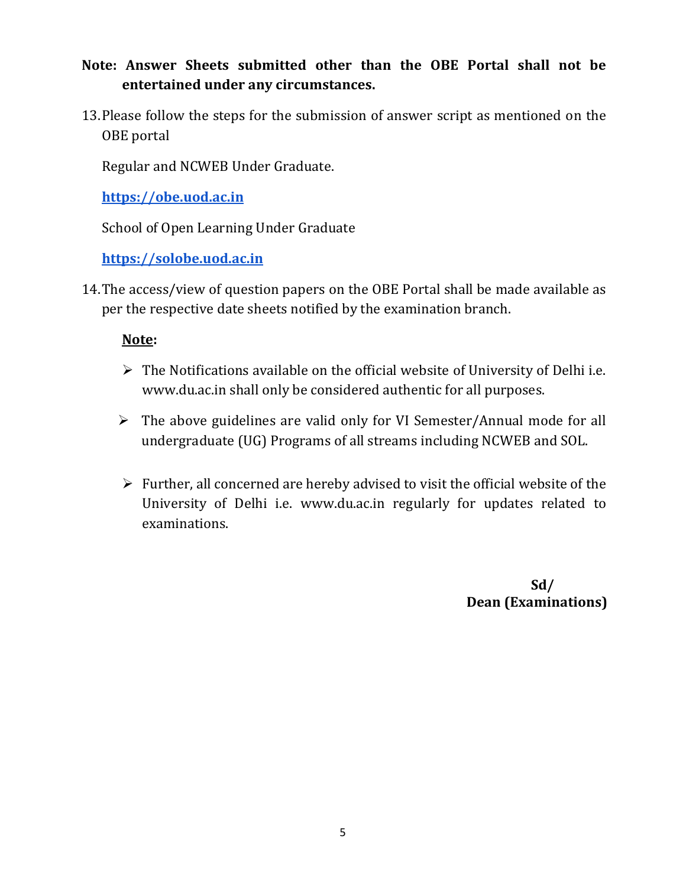**Note: Answer Sheets submitted other than the OBE Portal shall not be entertained under any circumstances.**

13. Please follow the steps for the submission of answer script as mentioned on the OBE portal

    Regular and NCWEB Under Graduate.

    **https://obe.uod.ac.in**

    School of Open Learning Under Graduate

    **https://solobe.uod.ac.in**

14. The access/view of question papers on the OBE Portal shall be made available as per the respective date sheets notified by the examination branch.

    **Note:**

    - The Notifications available on the official website of University of Delhi i.e. www.du.ac.in shall only be considered authentic for all purposes.
    - The above guidelines are valid only for VI Semester/Annual mode for all undergraduate (UG) Programs of all streams including NCWEB and SOL.
    - Further, all concerned are hereby advised to visit the official website of the University of Delhi i.e. www.du.ac.in regularly for updates related to examinations.

**Sd/**
**Dean (Examinations)**